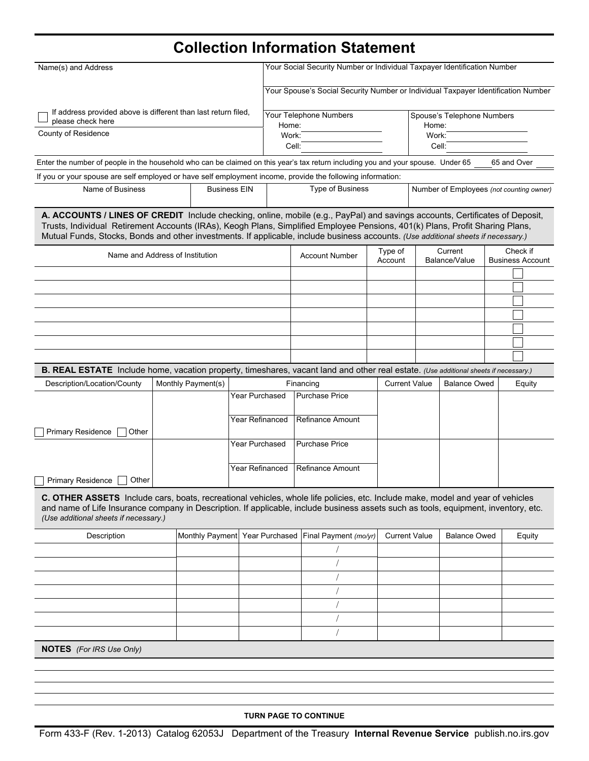# Collection Information Statement

| Name(s) and Address | Your Social Security Number or Individual Taxpayer Identification Number | |
|---|---|---|
| | Your Spouse's Social Security Number or Individual Taxpayer Identification Number | |
| ☐ If address provided above is different than last return filed, please check here | Your Telephone Numbers<br>Home:<br>Work:<br>Cell: | Spouse's Telephone Numbers<br>Home:<br>Work:<br>Cell: |
| County of Residence | | |

Enter the number of people in the household who can be claimed on this year's tax return including you and your spouse. Under 65 ____ 65 and Over ____

If you or your spouse are self employed or have self employment income, provide the following information:

| Name of Business | Business EIN | Type of Business | Number of Employees *(not counting owner)* |
|---|---|---|---|
| | | | |

## A. ACCOUNTS / LINES OF CREDIT

Include checking, online, mobile (e.g., PayPal) and savings accounts, Certificates of Deposit, Trusts, Individual Retirement Accounts (IRAs), Keogh Plans, Simplified Employee Pensions, 401(k) Plans, Profit Sharing Plans, Mutual Funds, Stocks, Bonds and other investments. If applicable, include business accounts. *(Use additional sheets if necessary.)*

| Name and Address of Institution | Account Number | Type of Account | Current Balance/Value | Check if Business Account |
|---|---|---|---|---|
| | | | | ☐ |
| | | | | ☐ |
| | | | | ☐ |
| | | | | ☐ |
| | | | | ☐ |
| | | | | ☐ |
| | | | | ☐ |

## B. REAL ESTATE

Include home, vacation property, timeshares, vacant land and other real estate. *(Use additional sheets if necessary.)*

| Description/Location/County | Monthly Payment(s) | Financing | | Current Value | Balance Owed | Equity |
|---|---|---|---|---|---|---|
| | | Year Purchased | Purchase Price | | | |
| ☐ Primary Residence ☐ Other | | Year Refinanced | Refinance Amount | | | |
| | | Year Purchased | Purchase Price | | | |
| ☐ Primary Residence ☐ Other | | Year Refinanced | Refinance Amount | | | |

## C. OTHER ASSETS

Include cars, boats, recreational vehicles, whole life policies, etc. Include make, model and year of vehicles and name of Life Insurance company in Description. If applicable, include business assets such as tools, equipment, inventory, etc. *(Use additional sheets if necessary.)*

| Description | Monthly Payment | Year Purchased | Final Payment *(mo/yr)* | Current Value | Balance Owed | Equity |
|---|---|---|---|---|---|---|
| | | | / | | | |
| | | | / | | | |
| | | | / | | | |
| | | | / | | | |
| | | | / | | | |
| | | | / | | | |
| | | | / | | | |

**NOTES** *(For IRS Use Only)*

**TURN PAGE TO CONTINUE**

Form 433-F (Rev. 1-2013) Catalog 62053J Department of the Treasury **Internal Revenue Service** publish.no.irs.gov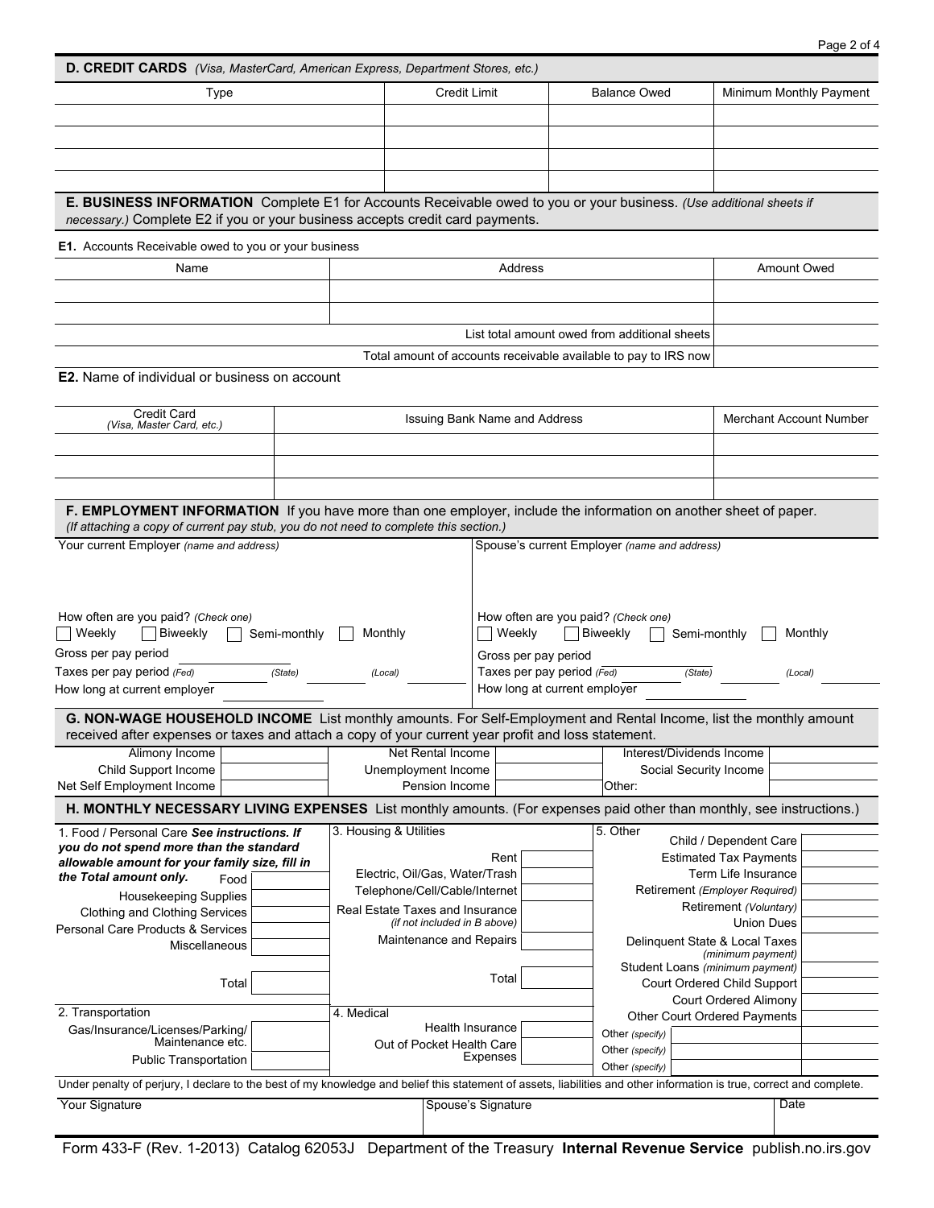## D. CREDIT CARDS *(Visa, MasterCard, American Express, Department Stores, etc.)*

| Type | Credit Limit | Balance Owed | Minimum Monthly Payment |
|---|---|---|---|
| | | | |
| | | | |
| | | | |
| | | | |

## E. BUSINESS INFORMATION

Complete E1 for Accounts Receivable owed to you or your business. *(Use additional sheets if necessary.)* Complete E2 if you or your business accepts credit card payments.

**E1.** Accounts Receivable owed to you or your business

| Name | Address | Amount Owed |
|---|---|---|
| | | |
| | | |
| | List total amount owed from additional sheets | |
| | Total amount of accounts receivable available to pay to IRS now | |

**E2.** Name of individual or business on account

| Credit Card *(Visa, Master Card, etc.)* | Issuing Bank Name and Address | Merchant Account Number |
|---|---|---|
| | | |
| | | |
| | | |

## F. EMPLOYMENT INFORMATION

If you have more than one employer, include the information on another sheet of paper. *(If attaching a copy of current pay stub, you do not need to complete this section.)*

| Your current Employer *(name and address)* | Spouse's current Employer *(name and address)* |
|---|---|
| How often are you paid? *(Check one)* ☐ Weekly ☐ Biweekly ☐ Semi-monthly ☐ Monthly | How often are you paid? *(Check one)* ☐ Weekly ☐ Biweekly ☐ Semi-monthly ☐ Monthly |
| Gross per pay period | Gross per pay period |
| Taxes per pay period *(Fed)* ____ *(State)* ____ *(Local)* ____ | Taxes per pay period *(Fed)* ____ *(State)* ____ *(Local)* ____ |
| How long at current employer | How long at current employer |

## G. NON-WAGE HOUSEHOLD INCOME

List monthly amounts. For Self-Employment and Rental Income, list the monthly amount received after expenses or taxes and attach a copy of your current year profit and loss statement.

| | | | | | |
|---|---|---|---|---|---|
| Alimony Income | | Net Rental Income | | Interest/Dividends Income | |
| Child Support Income | | Unemployment Income | | Social Security Income | |
| Net Self Employment Income | | Pension Income | | Other: | |

## H. MONTHLY NECESSARY LIVING EXPENSES

List monthly amounts. (For expenses paid other than monthly, see instructions.)

**1. Food / Personal Care** ***See instructions. If you do not spend more than the standard allowable amount for your family size, fill in the Total amount only.***

| | |
|---|---|
| Food | |
| Housekeeping Supplies | |
| Clothing and Clothing Services | |
| Personal Care Products & Services | |
| Miscellaneous | |
| Total | |

**2. Transportation**

| | |
|---|---|
| Gas/Insurance/Licenses/Parking/ Maintenance etc. | |
| Public Transportation | |

**3. Housing & Utilities**

| | |
|---|---|
| Rent | |
| Electric, Oil/Gas, Water/Trash | |
| Telephone/Cell/Cable/Internet | |
| Real Estate Taxes and Insurance *(if not included in B above)* | |
| Maintenance and Repairs | |
| Total | |

**4. Medical**

| | |
|---|---|
| Health Insurance | |
| Out of Pocket Health Care Expenses | |

**5. Other**

| | |
|---|---|
| Child / Dependent Care | |
| Estimated Tax Payments | |
| Term Life Insurance | |
| Retirement *(Employer Required)* | |
| Retirement *(Voluntary)* | |
| Union Dues | |
| Delinquent State & Local Taxes *(minimum payment)* | |
| Student Loans *(minimum payment)* | |
| Court Ordered Child Support | |
| Court Ordered Alimony | |
| Other Court Ordered Payments | |
| Other *(specify)* | |
| Other *(specify)* | |
| Other *(specify)* | |

Under penalty of perjury, I declare to the best of my knowledge and belief this statement of assets, liabilities and other information is true, correct and complete.

| Your Signature | Spouse's Signature | Date |
|---|---|---|
| | | |

Form 433-F (Rev. 1-2013) Catalog 62053J Department of the Treasury **Internal Revenue Service** publish.no.irs.gov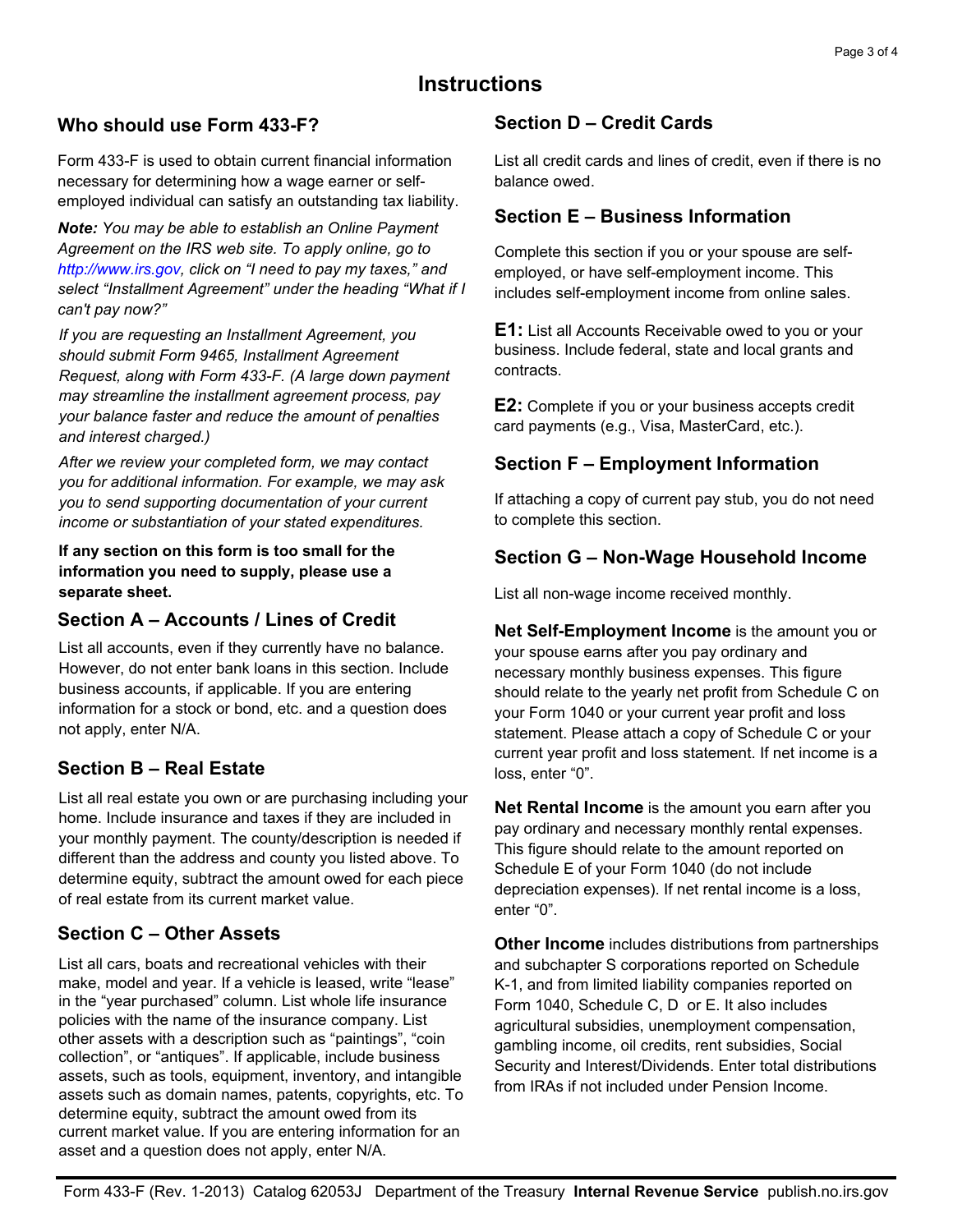# Instructions

## Who should use Form 433-F?

Form 433-F is used to obtain current financial information necessary for determining how a wage earner or self-employed individual can satisfy an outstanding tax liability.

***Note:*** *You may be able to establish an Online Payment Agreement on the IRS web site. To apply online, go to http://www.irs.gov, click on "I need to pay my taxes," and select "Installment Agreement" under the heading "What if I can't pay now?"*

*If you are requesting an Installment Agreement, you should submit Form 9465, Installment Agreement Request, along with Form 433-F. (A large down payment may streamline the installment agreement process, pay your balance faster and reduce the amount of penalties and interest charged.)*

*After we review your completed form, we may contact you for additional information. For example, we may ask you to send supporting documentation of your current income or substantiation of your stated expenditures.*

**If any section on this form is too small for the information you need to supply, please use a separate sheet.**

## Section A – Accounts / Lines of Credit

List all accounts, even if they currently have no balance. However, do not enter bank loans in this section. Include business accounts, if applicable. If you are entering information for a stock or bond, etc. and a question does not apply, enter N/A.

## Section B – Real Estate

List all real estate you own or are purchasing including your home. Include insurance and taxes if they are included in your monthly payment. The county/description is needed if different than the address and county you listed above. To determine equity, subtract the amount owed for each piece of real estate from its current market value.

## Section C – Other Assets

List all cars, boats and recreational vehicles with their make, model and year. If a vehicle is leased, write "lease" in the "year purchased" column. List whole life insurance policies with the name of the insurance company. List other assets with a description such as "paintings", "coin collection", or "antiques". If applicable, include business assets, such as tools, equipment, inventory, and intangible assets such as domain names, patents, copyrights, etc. To determine equity, subtract the amount owed from its current market value. If you are entering information for an asset and a question does not apply, enter N/A.

## Section D – Credit Cards

List all credit cards and lines of credit, even if there is no balance owed.

## Section E – Business Information

Complete this section if you or your spouse are self-employed, or have self-employment income. This includes self-employment income from online sales.

**E1:** List all Accounts Receivable owed to you or your business. Include federal, state and local grants and contracts.

**E2:** Complete if you or your business accepts credit card payments (e.g., Visa, MasterCard, etc.).

## Section F – Employment Information

If attaching a copy of current pay stub, you do not need to complete this section.

## Section G – Non-Wage Household Income

List all non-wage income received monthly.

**Net Self-Employment Income** is the amount you or your spouse earns after you pay ordinary and necessary monthly business expenses. This figure should relate to the yearly net profit from Schedule C on your Form 1040 or your current year profit and loss statement. Please attach a copy of Schedule C or your current year profit and loss statement. If net income is a loss, enter "0".

**Net Rental Income** is the amount you earn after you pay ordinary and necessary monthly rental expenses. This figure should relate to the amount reported on Schedule E of your Form 1040 (do not include depreciation expenses). If net rental income is a loss, enter "0".

**Other Income** includes distributions from partnerships and subchapter S corporations reported on Schedule K-1, and from limited liability companies reported on Form 1040, Schedule C, D or E. It also includes agricultural subsidies, unemployment compensation, gambling income, oil credits, rent subsidies, Social Security and Interest/Dividends. Enter total distributions from IRAs if not included under Pension Income.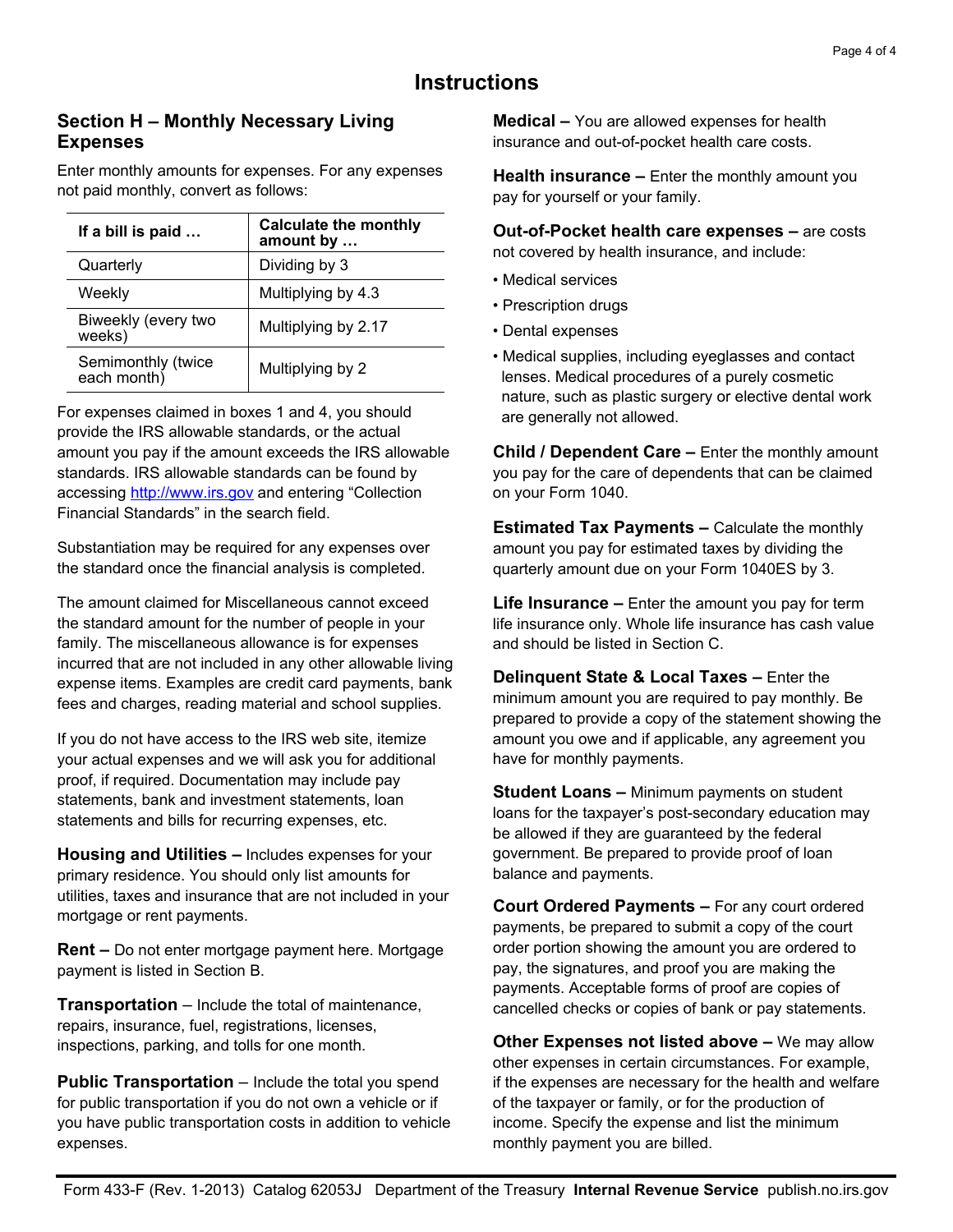# Instructions

## Section H – Monthly Necessary Living Expenses

Enter monthly amounts for expenses. For any expenses not paid monthly, convert as follows:

| If a bill is paid … | Calculate the monthly amount by … |
|---|---|
| Quarterly | Dividing by 3 |
| Weekly | Multiplying by 4.3 |
| Biweekly (every two weeks) | Multiplying by 2.17 |
| Semimonthly (twice each month) | Multiplying by 2 |

For expenses claimed in boxes 1 and 4, you should provide the IRS allowable standards, or the actual amount you pay if the amount exceeds the IRS allowable standards. IRS allowable standards can be found by accessing http://www.irs.gov and entering "Collection Financial Standards" in the search field.

Substantiation may be required for any expenses over the standard once the financial analysis is completed.

The amount claimed for Miscellaneous cannot exceed the standard amount for the number of people in your family. The miscellaneous allowance is for expenses incurred that are not included in any other allowable living expense items. Examples are credit card payments, bank fees and charges, reading material and school supplies.

If you do not have access to the IRS web site, itemize your actual expenses and we will ask you for additional proof, if required. Documentation may include pay statements, bank and investment statements, loan statements and bills for recurring expenses, etc.

**Housing and Utilities –** Includes expenses for your primary residence. You should only list amounts for utilities, taxes and insurance that are not included in your mortgage or rent payments.

**Rent –** Do not enter mortgage payment here. Mortgage payment is listed in Section B.

**Transportation** – Include the total of maintenance, repairs, insurance, fuel, registrations, licenses, inspections, parking, and tolls for one month.

**Public Transportation** – Include the total you spend for public transportation if you do not own a vehicle or if you have public transportation costs in addition to vehicle expenses.

**Medical –** You are allowed expenses for health insurance and out-of-pocket health care costs.

**Health insurance –** Enter the monthly amount you pay for yourself or your family.

**Out-of-Pocket health care expenses –** are costs not covered by health insurance, and include:

- Medical services
- Prescription drugs
- Dental expenses
- Medical supplies, including eyeglasses and contact lenses. Medical procedures of a purely cosmetic nature, such as plastic surgery or elective dental work are generally not allowed.

**Child / Dependent Care –** Enter the monthly amount you pay for the care of dependents that can be claimed on your Form 1040.

**Estimated Tax Payments –** Calculate the monthly amount you pay for estimated taxes by dividing the quarterly amount due on your Form 1040ES by 3.

**Life Insurance –** Enter the amount you pay for term life insurance only. Whole life insurance has cash value and should be listed in Section C.

**Delinquent State & Local Taxes –** Enter the minimum amount you are required to pay monthly. Be prepared to provide a copy of the statement showing the amount you owe and if applicable, any agreement you have for monthly payments.

**Student Loans –** Minimum payments on student loans for the taxpayer's post-secondary education may be allowed if they are guaranteed by the federal government. Be prepared to provide proof of loan balance and payments.

**Court Ordered Payments –** For any court ordered payments, be prepared to submit a copy of the court order portion showing the amount you are ordered to pay, the signatures, and proof you are making the payments. Acceptable forms of proof are copies of cancelled checks or copies of bank or pay statements.

**Other Expenses not listed above –** We may allow other expenses in certain circumstances. For example, if the expenses are necessary for the health and welfare of the taxpayer or family, or for the production of income. Specify the expense and list the minimum monthly payment you are billed.